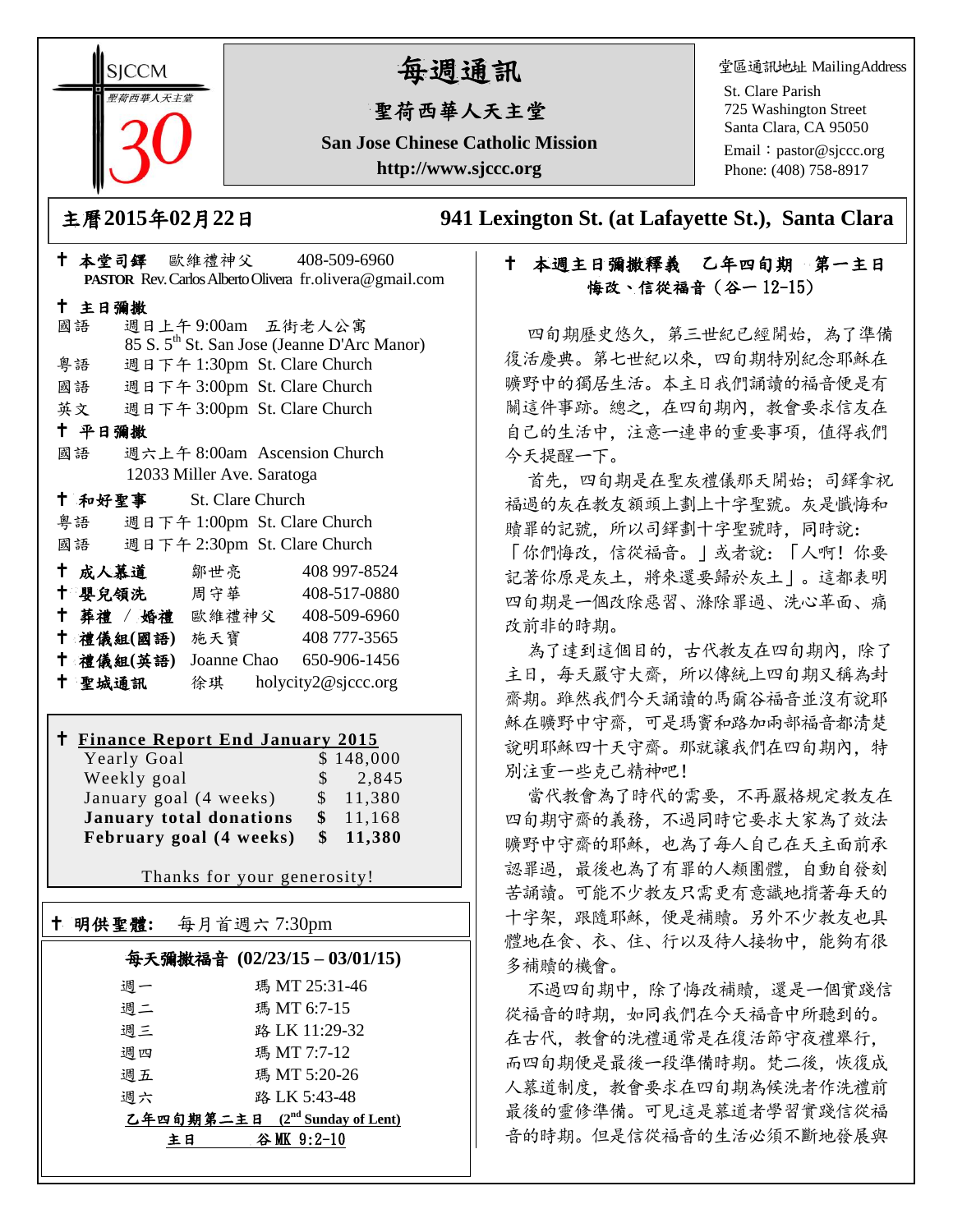SJCCM
聖荷西華人天主堂
30

# 每週通訊

## 聖荷西華人天主堂

**San Jose Chinese Catholic Mission**

**http://www.sjccc.org**

堂區通訊地址 MailingAddress
St. Clare Parish
725 Washington Street
Santa Clara, CA 95050
Email：pastor@sjccc.org
Phone: (408) 758-8917

## 主曆2015年02月22日 941 Lexington St. (at Lafayette St.), Santa Clara

† **本堂司鐸** 歐維禮神父 408-509-6960
**PASTOR** Rev. Carlos Alberto Olivera fr.olivera@gmail.com

† **主日彌撒**

國語 週日上午 9:00am 五街老人公寓
85 S. 5th St. San Jose (Jeanne D'Arc Manor)
粵語 週日下午 1:30pm St. Clare Church
國語 週日下午 3:00pm St. Clare Church
英文 週日下午 3:00pm St. Clare Church

† **平日彌撒**

國語 週六上午 8:00am Ascension Church
12033 Miller Ave. Saratoga

† **和好聖事** St. Clare Church

粵語 週日下午 1:00pm St. Clare Church
國語 週日下午 2:30pm St. Clare Church

| | | |
|---|---|---|
| † **成人慕道** | 鄒世亮 | 408 997-8524 |
| † **嬰兒領洗** | 周守華 | 408-517-0880 |
| † **葬禮 / 婚禮** | 歐維禮神父 | 408-509-6960 |
| † **禮儀組(國語)** | 施天寶 | 408 777-3565 |
| † **禮儀組(英語)** | Joanne Chao | 650-906-1456 |
| † **聖城通訊** | 徐琪 | holycity2@sjccc.org |

† **Finance Report End January 2015**

| | |
|---|---|
| Yearly Goal | $ 148,000 |
| Weekly goal | $ 2,845 |
| January goal (4 weeks) | $ 11,380 |
| **January total donations** | **$ 11,168** |
| **February goal (4 weeks)** | **$ 11,380** |

Thanks for your generosity!

† **明供聖體:** 每月首週六 7:30pm

**每天彌撒福音 (02/23/15 – 03/01/15)**

| | |
|---|---|
| 週一 | 瑪 MT 25:31-46 |
| 週二 | 瑪 MT 6:7-15 |
| 週三 | 路 LK 11:29-32 |
| 週四 | 瑪 MT 7:7-12 |
| 週五 | 瑪 MT 5:20-26 |
| 週六 | 路 LK 5:43-48 |

**乙年四旬期第二主日 (2nd Sunday of Lent)**
**主日 谷 MK 9:2-10**

† **本週主日彌撒釋義 乙年四旬期 第一主日**
**悔改、信從福音（谷一 12-15）**

四旬期歷史悠久，第三世紀已經開始，為了準備復活慶典。第七世紀以來，四旬期特別紀念耶穌在曠野中的獨居生活。本主日我們誦讀的福音便是有關這件事跡。總之，在四旬期內，教會要求信友在自己的生活中，注意一連串的重要事項，值得我們今天提醒一下。

首先，四旬期是在聖灰禮儀那天開始；司鐸拿祝福過的灰在教友額頭上劃上十字聖號。灰是懺悔和贖罪的記號，所以司鐸劃十字聖號時，同時說：「你們悔改，信從福音。」或者說：「人啊！你要記著你原是灰土，將來還要歸於灰土」。這都表明四旬期是一個改除惡習、滌除罪過、洗心革面、痛改前非的時期。

為了達到這個目的，古代教友在四旬期內，除了主日，每天嚴守大齋，所以傳統上四旬期又稱為封齋期。雖然我們今天誦讀的馬爾谷福音並沒有說耶穌在曠野中守齋，可是瑪竇和路加兩部福音都清楚說明耶穌四十天守齋。那就讓我們在四旬期內，特別注重一些克己精神吧！

當代教會為了時代的需要，不再嚴格規定教友在四旬期守齋的義務，不過同時它要求大家為了效法曠野中守齋的耶穌，也為了每人自己在天主面前承認罪過，最後也為了有罪的人類團體，自動自發刻苦誦讀。可能不少教友只需更有意識地揹著每天的十字架，跟隨耶穌，便是補贖。另外不少教友也具體地在食、衣、住、行以及待人接物中，能夠有很多補贖的機會。

不過四旬期中，除了悔改補贖，還是一個實踐信從福音的時期，如同我們在今天福音中所聽到的。在古代，教會的洗禮通常是在復活節守夜禮舉行，而四旬期便是最後一段準備時期。梵二後，恢復成人慕道制度，教會要求在四旬期為候洗者作洗禮前最後的靈修準備。可見這是慕道者學習實踐信從福音的時期。但是信從福音的生活必須不斷地發展與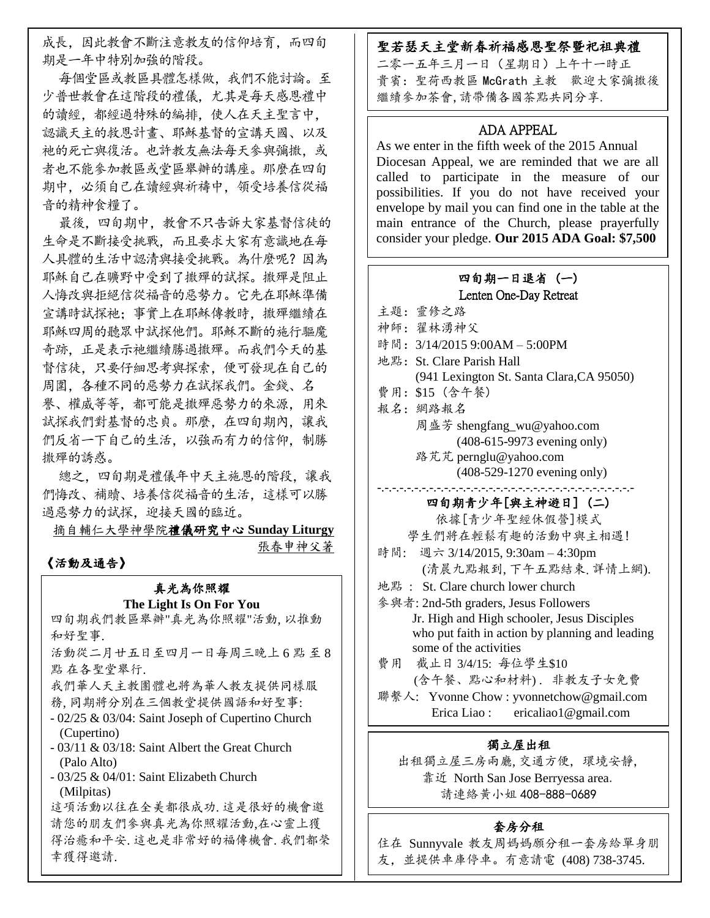成長，因此教會不斷注意教友的信仰培育，而四旬期是一年中特別加強的階段。

每個堂區或教區具體怎樣做，我們不能討論。至少普世教會在這階段的禮儀，尤其是每天感恩禮中的讀經，都經過特殊的編排，使人在天主聖言中，認識天主的救恩計畫、耶穌基督的宣講天國、以及祂的死亡與復活。也許教友無法每天參與彌撒，或者也不能參加教區或堂區舉辦的講座。那麼在四旬期中，必須自己在讀經與祈禱中，領受培養信從福音的精神食糧了。

最後，四旬期中，教會不只告訴大家基督信徒的生命是不斷接受挑戰，而且要求大家有意識地在每人具體的生活中認清與接受挑戰。為什麼呢？因為耶穌自己在曠野中受到了撒殫的試探。撒殫是阻止人悔改與拒絕信從福音的惡勢力。它先在耶穌準備宣講時試探祂；事實上在耶穌傳教時，撒殫繼續在耶穌四周的聽眾中試探他們。耶穌不斷的施行驅魔奇跡，正是表示祂繼續勝過撒殫。而我們今天的基督信徒，只要仔細思考與探索，便可發現在自己的周圍，各種不同的惡勢力在試探我們。金錢、名譽、權威等等，都可能是撒殫惡勢力的來源，用來試探我們對基督的忠貞。那麼，在四旬期內，讓我們反省一下自己的生活，以強而有力的信仰，制勝撒殫的誘惑。

總之，四旬期是禮儀年中天主施恩的階段，讓我們悔改、補贖、培養信從福音的生活，這樣可以勝過惡勢力的試探，迎接天國的臨近。

摘自輔仁大學神學院**禮儀研究中心 Sunday Liturgy**
張春申神父著

## 《活動及通告》

### 真光為你照耀
**The Light Is On For You**

四旬期我們教區舉辦"真光為你照耀"活動, 以推動和好聖事.

活動從二月廿五日至四月一日每周三晚上 6 點 至 8 點 在各聖堂舉行.

我們華人天主教團體也將為華人教友提供同樣服務, 同期將分別在三個教堂提供國語和好聖事:

- 02/25 & 03/04: Saint Joseph of Cupertino Church (Cupertino)
- 03/11 & 03/18: Saint Albert the Great Church (Palo Alto)
- 03/25 & 04/01: Saint Elizabeth Church (Milpitas)

這項活動以往在全美都很成功. 這是很好的機會邀請您的朋友們參與真光為你照耀活動,在心靈上獲得治癒和平安. 這也是非常好的福傳機會. 我們都榮幸獲得邀請.

### 聖若瑟天主堂新春祈福感恩聖祭暨祀祖典禮

二零一五年三月一日（星期日）上午十一時正

貴賓：聖荷西教區 McGrath 主教　歡迎大家彌撒後繼續參加茶會, 請帶備各國茶點共同分享.

### ADA APPEAL

As we enter in the fifth week of the 2015 Annual Diocesan Appeal, we are reminded that we are all called to participate in the measure of our possibilities. If you do not have received your envelope by mail you can find one in the table at the main entrance of the Church, please prayerfully consider your pledge. **Our 2015 ADA Goal: $7,500**

### 四旬期一日退省 (一)
Lenten One-Day Retreat

主題：靈修之路
神師：翟林湧神父
時間：3/14/2015 9:00AM – 5:00PM
地點：St. Clare Parish Hall
(941 Lexington St. Santa Clara,CA 95050)
費用：$15（含午餐）
報名：網路報名
周盛芳 shengfang_wu@yahoo.com
(408-615-9973 evening only)
路芃芃 pernglu@yahoo.com
(408-529-1270 evening only)

### 四旬期青少年[與主神遊日] (二)

依據[青少年聖經休假營]模式
學生們將在輕鬆有趣的活動中與主相遇!

時間: 週六 3/14/2015, 9:30am – 4:30pm
(清晨九點報到, 下午五點結束. 詳情上網).
地點： St. Clare church lower church
參與者: 2nd-5th graders, Jesus Followers
Jr. High and High schooler, Jesus Disciples who put faith in action by planning and leading some of the activities
費用　截止日 3/4/15: 每位學生$10
(含午餐、點心和材料) .  非教友子女免費
聯繫人: Yvonne Chow : yvonnetchow@gmail.com
Erica Liao : ericaliao1@gmail.com

### 獨立屋出租

出租獨立屋三房兩廳, 交通方便，環境安靜,
靠近 North San Jose Berryessa area.
請連絡黃小姐 408-888-0689

### 套房分租

住在 Sunnyvale 教友周媽媽願分租一套房給單身朋友，並提供車庫停車。有意請電 (408) 738-3745.